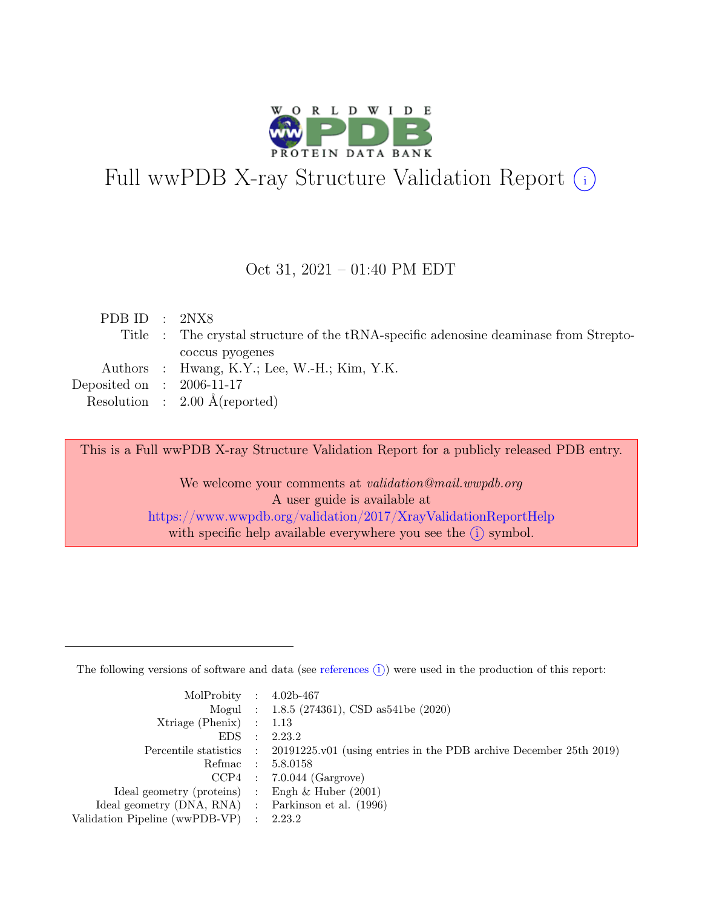# Full wwPDB X-ray Structure Validation Report (i)

Oct 31, 2021 – 01:40 PM EDT

| | | |
|---|---|---|
| PDB ID | : | 2NX8 |
| Title | : | The crystal structure of the tRNA-specific adenosine deaminase from Streptococcus pyogenes |
| Authors | : | Hwang, K.Y.; Lee, W.-H.; Kim, Y.K. |
| Deposited on | : | 2006-11-17 |
| Resolution | : | 2.00 Å(reported) |

This is a Full wwPDB X-ray Structure Validation Report for a publicly released PDB entry.

We welcome your comments at *validation@mail.wwpdb.org*
A user guide is available at
https://www.wwpdb.org/validation/2017/XrayValidationReportHelp
with specific help available everywhere you see the (i) symbol.

---

The following versions of software and data (see references (i)) were used in the production of this report:

| | | |
|---|---|---|
| MolProbity | : | 4.02b-467 |
| Mogul | : | 1.8.5 (274361), CSD as541be (2020) |
| Xtriage (Phenix) | : | 1.13 |
| EDS | : | 2.23.2 |
| Percentile statistics | : | 20191225.v01 (using entries in the PDB archive December 25th 2019) |
| Refmac | : | 5.8.0158 |
| CCP4 | : | 7.0.044 (Gargrove) |
| Ideal geometry (proteins) | : | Engh & Huber (2001) |
| Ideal geometry (DNA, RNA) | : | Parkinson et al. (1996) |
| Validation Pipeline (wwPDB-VP) | : | 2.23.2 |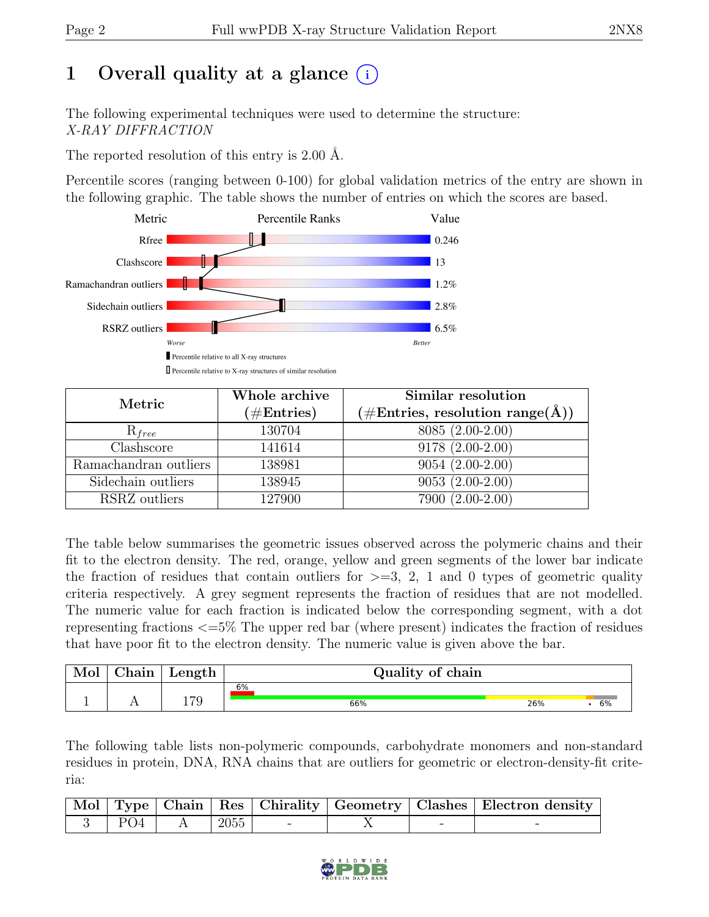# 1 Overall quality at a glance (i)

The following experimental techniques were used to determine the structure:
*X-RAY DIFFRACTION*

The reported resolution of this entry is 2.00 Å.

Percentile scores (ranging between 0-100) for global validation metrics of the entry are shown in the following graphic. The table shows the number of entries on which the scores are based.

| Metric | Value |
|---|---|
| Rfree | 0.246 |
| Clashscore | 13 |
| Ramachandran outliers | 1.2% |
| Sidechain outliers | 2.8% |
| RSRZ outliers | 6.5% |

Worse — Better

Percentile relative to all X-ray structures

Percentile relative to X-ray structures of similar resolution

| Metric | Whole archive (#Entries) | Similar resolution (#Entries, resolution range(Å)) |
|---|---|---|
| $R_{free}$ | 130704 | 8085 (2.00-2.00) |
| Clashscore | 141614 | 9178 (2.00-2.00) |
| Ramachandran outliers | 138981 | 9054 (2.00-2.00) |
| Sidechain outliers | 138945 | 9053 (2.00-2.00) |
| RSRZ outliers | 127900 | 7900 (2.00-2.00) |

The table below summarises the geometric issues observed across the polymeric chains and their fit to the electron density. The red, orange, yellow and green segments of the lower bar indicate the fraction of residues that contain outliers for >=3, 2, 1 and 0 types of geometric quality criteria respectively. A grey segment represents the fraction of residues that are not modelled. The numeric value for each fraction is indicated below the corresponding segment, with a dot representing fractions <=5% The upper red bar (where present) indicates the fraction of residues that have poor fit to the electron density. The numeric value is given above the bar.

| Mol | Chain | Length | Quality of chain |
|---|---|---|---|
| 1 | A | 179 | 6% (poor fit); 66%, 26%, •, 6% |

The following table lists non-polymeric compounds, carbohydrate monomers and non-standard residues in protein, DNA, RNA chains that are outliers for geometric or electron-density-fit criteria:

| Mol | Type | Chain | Res | Chirality | Geometry | Clashes | Electron density |
|---|---|---|---|---|---|---|---|
| 3 | PO4 | A | 2055 | - | X | - | - |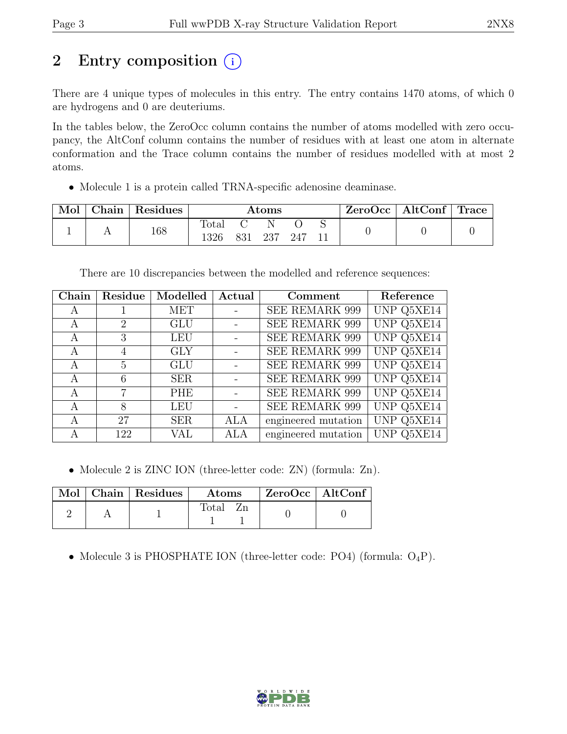# 2 Entry composition (i)

There are 4 unique types of molecules in this entry. The entry contains 1470 atoms, of which 0 are hydrogens and 0 are deuteriums.

In the tables below, the ZeroOcc column contains the number of atoms modelled with zero occupancy, the AltConf column contains the number of residues with at least one atom in alternate conformation and the Trace column contains the number of residues modelled with at most 2 atoms.

- Molecule 1 is a protein called TRNA-specific adenosine deaminase.

| Mol | Chain | Residues | Atoms | | | | | ZeroOcc | AltConf | Trace |
|---|---|---|---|---|---|---|---|---|---|---|
| | | | Total | C | N | O | S | | | |
| 1 | A | 168 | 1326 | 831 | 237 | 247 | 11 | 0 | 0 | 0 |

There are 10 discrepancies between the modelled and reference sequences:

| Chain | Residue | Modelled | Actual | Comment | Reference |
|---|---|---|---|---|---|
| A | 1 | MET | - | SEE REMARK 999 | UNP Q5XE14 |
| A | 2 | GLU | - | SEE REMARK 999 | UNP Q5XE14 |
| A | 3 | LEU | - | SEE REMARK 999 | UNP Q5XE14 |
| A | 4 | GLY | - | SEE REMARK 999 | UNP Q5XE14 |
| A | 5 | GLU | - | SEE REMARK 999 | UNP Q5XE14 |
| A | 6 | SER | - | SEE REMARK 999 | UNP Q5XE14 |
| A | 7 | PHE | - | SEE REMARK 999 | UNP Q5XE14 |
| A | 8 | LEU | - | SEE REMARK 999 | UNP Q5XE14 |
| A | 27 | SER | ALA | engineered mutation | UNP Q5XE14 |
| A | 122 | VAL | ALA | engineered mutation | UNP Q5XE14 |

- Molecule 2 is ZINC ION (three-letter code: ZN) (formula: Zn).

| Mol | Chain | Residues | Atoms | | ZeroOcc | AltConf |
|---|---|---|---|---|---|---|
| | | | Total | Zn | | |
| 2 | A | 1 | 1 | 1 | 0 | 0 |

- Molecule 3 is PHOSPHATE ION (three-letter code: PO4) (formula: $O_4P$).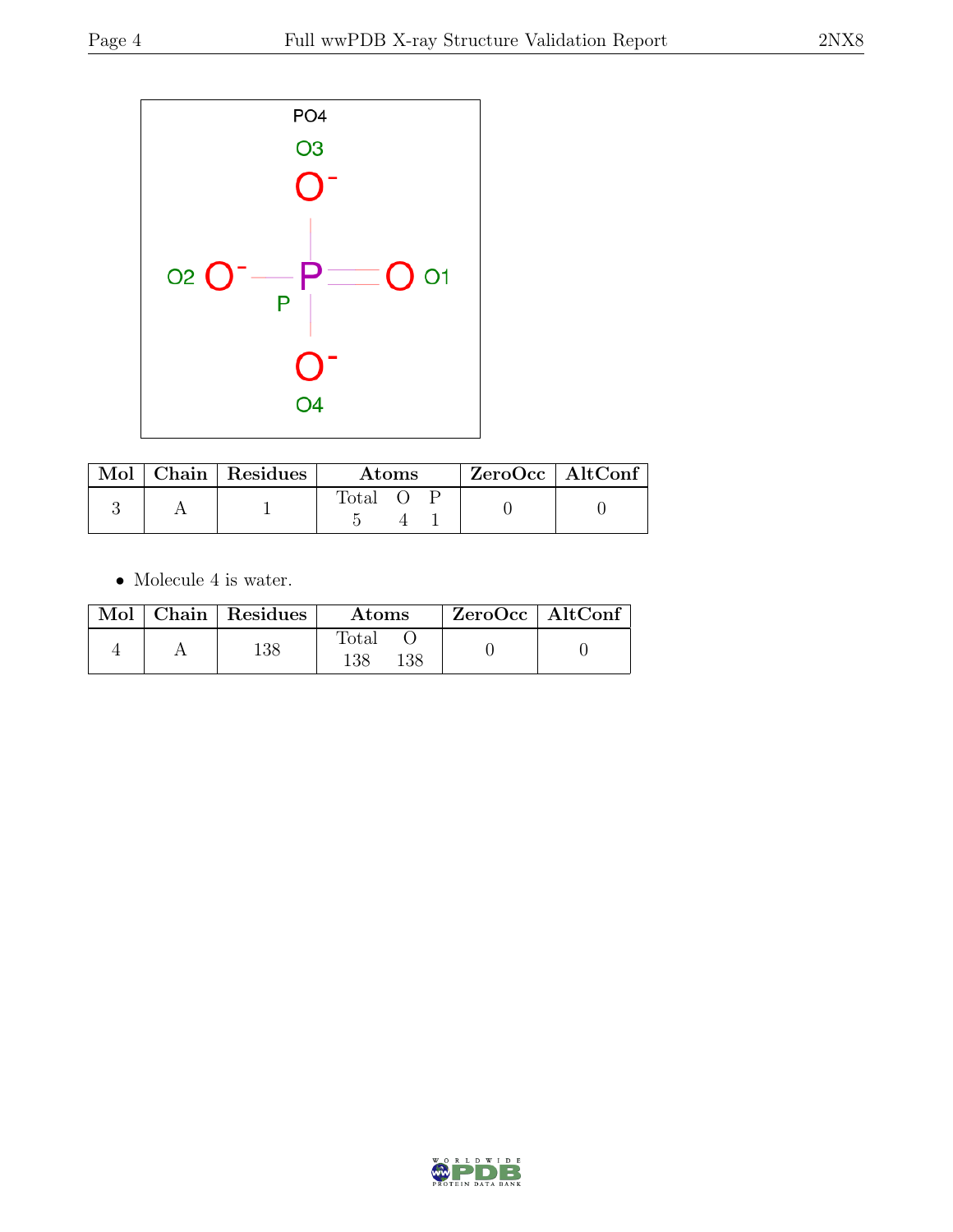| Mol | Chain | Residues | Atoms | | | ZeroOcc | AltConf |
|---|---|---|---|---|---|---|---|
| | | | Total | O | P | | |
| 3 | A | 1 | 5 | 4 | 1 | 0 | 0 |

- Molecule 4 is water.

| Mol | Chain | Residues | Atoms | | ZeroOcc | AltConf |
|---|---|---|---|---|---|---|
| | | | Total | O | | |
| 4 | A | 138 | 138 | 138 | 0 | 0 |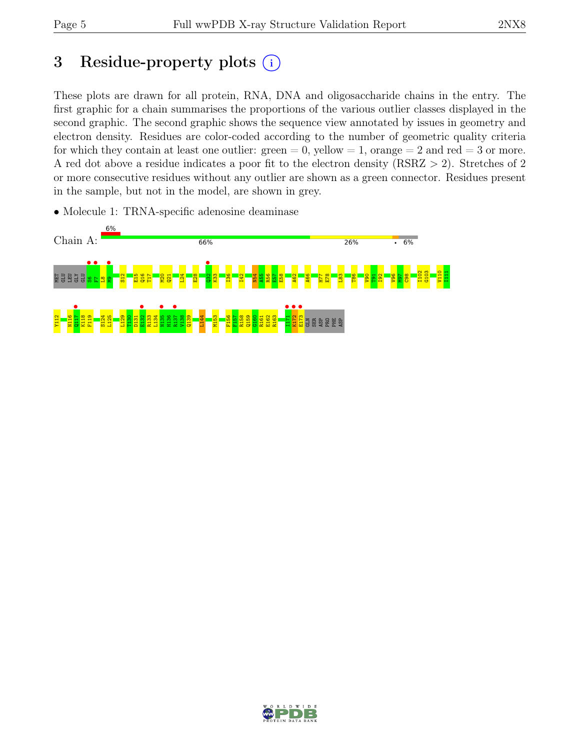# 3 Residue-property plots (i)

These plots are drawn for all protein, RNA, DNA and oligosaccharide chains in the entry. The first graphic for a chain summarises the proportions of the various outlier classes displayed in the second graphic. The second graphic shows the sequence view annotated by issues in geometry and electron density. Residues are color-coded according to the number of geometric quality criteria for which they contain at least one outlier: green = 0, yellow = 1, orange = 2 and red = 3 or more. A red dot above a residue indicates a poor fit to the electron density (RSRZ > 2). Stretches of 2 or more consecutive residues without any outlier are shown as a green connector. Residues present in the sample, but not in the model, are shown in grey.

- Molecule 1: TRNA-specific adenosine deaminase

Chain A: 6% | 66% | 26% | • | 6%

MET GLU LEU GLY GLU S6 F7 L8 M9 S12 E15 Q16 T17 M20 Q21 L24 E28 Q32 K33 I36 I42 N54 A55 R56 E57 E58 A62 A66 H77 E78 L83 T86 V90 T91 I92 V96 M97 C98 I102 G103 V110 I111

Y112 N116 Q117 K118 F119 S124 L125 L129 T130 D131 E132 R133 L134 H135 H136 R137 V138 Q139 L144 M153 F156 F157 R158 Q159 G160 R161 E162 R163 I171 K172 E173 GLN SER ASP PRO PHE ASP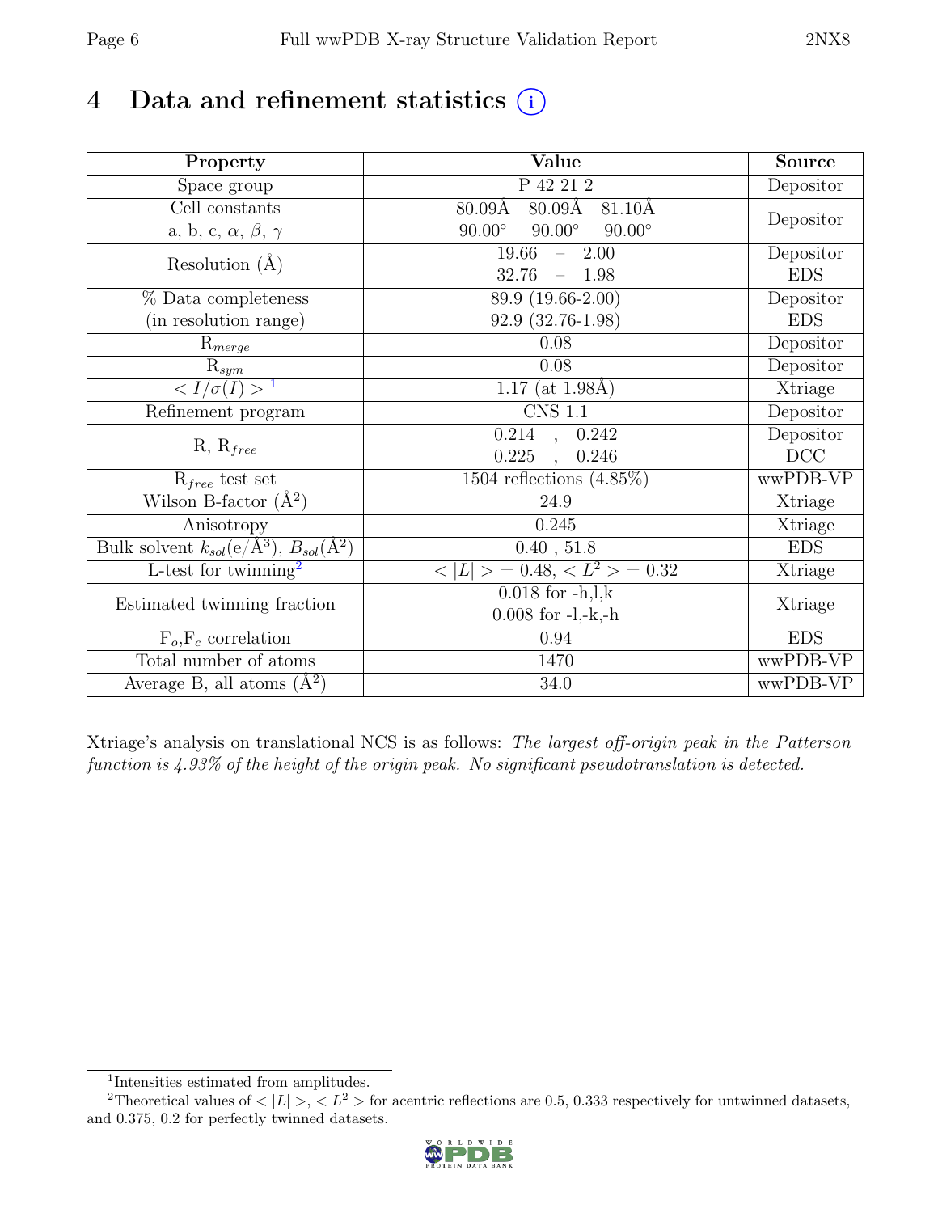# 4 Data and refinement statistics

| Property | Value | Source |
|---|---|---|
| Space group | P 42 21 2 | Depositor |
| Cell constants<br>a, b, c, $\alpha$, $\beta$, $\gamma$ | 80.09Å 80.09Å 81.10Å<br>90.00° 90.00° 90.00° | Depositor |
| Resolution (Å) | 19.66 – 2.00<br>32.76 – 1.98 | Depositor<br>EDS |
| % Data completeness<br>(in resolution range) | 89.9 (19.66-2.00)<br>92.9 (32.76-1.98) | Depositor<br>EDS |
| $R_{merge}$ | 0.08 | Depositor |
| $R_{sym}$ | 0.08 | Depositor |
| $< I/\sigma(I) >$ [1] | 1.17 (at 1.98Å) | Xtriage |
| Refinement program | CNS 1.1 | Depositor |
| R, $R_{free}$ | 0.214 , 0.242<br>0.225 , 0.246 | Depositor<br>DCC |
| $R_{free}$ test set | 1504 reflections (4.85%) | wwPDB-VP |
| Wilson B-factor (Å$^2$) | 24.9 | Xtriage |
| Anisotropy | 0.245 | Xtriage |
| Bulk solvent $k_{sol}$(e/Å$^3$), $B_{sol}$(Å$^2$) | 0.40 , 51.8 | EDS |
| L-test for twinning[2] | $< \lvert L \rvert > = 0.48$, $< L^2 > = 0.32$ | Xtriage |
| Estimated twinning fraction | 0.018 for -h,l,k<br>0.008 for -l,-k,-h | Xtriage |
| $F_o$,$F_c$ correlation | 0.94 | EDS |
| Total number of atoms | 1470 | wwPDB-VP |
| Average B, all atoms (Å$^2$) | 34.0 | wwPDB-VP |

Xtriage's analysis on translational NCS is as follows: *The largest off-origin peak in the Patterson function is 4.93% of the height of the origin peak. No significant pseudotranslation is detected.*

[1] Intensities estimated from amplitudes.

[2] Theoretical values of $< \lvert L \rvert >$, $< L^2 >$ for acentric reflections are 0.5, 0.333 respectively for untwinned datasets, and 0.375, 0.2 for perfectly twinned datasets.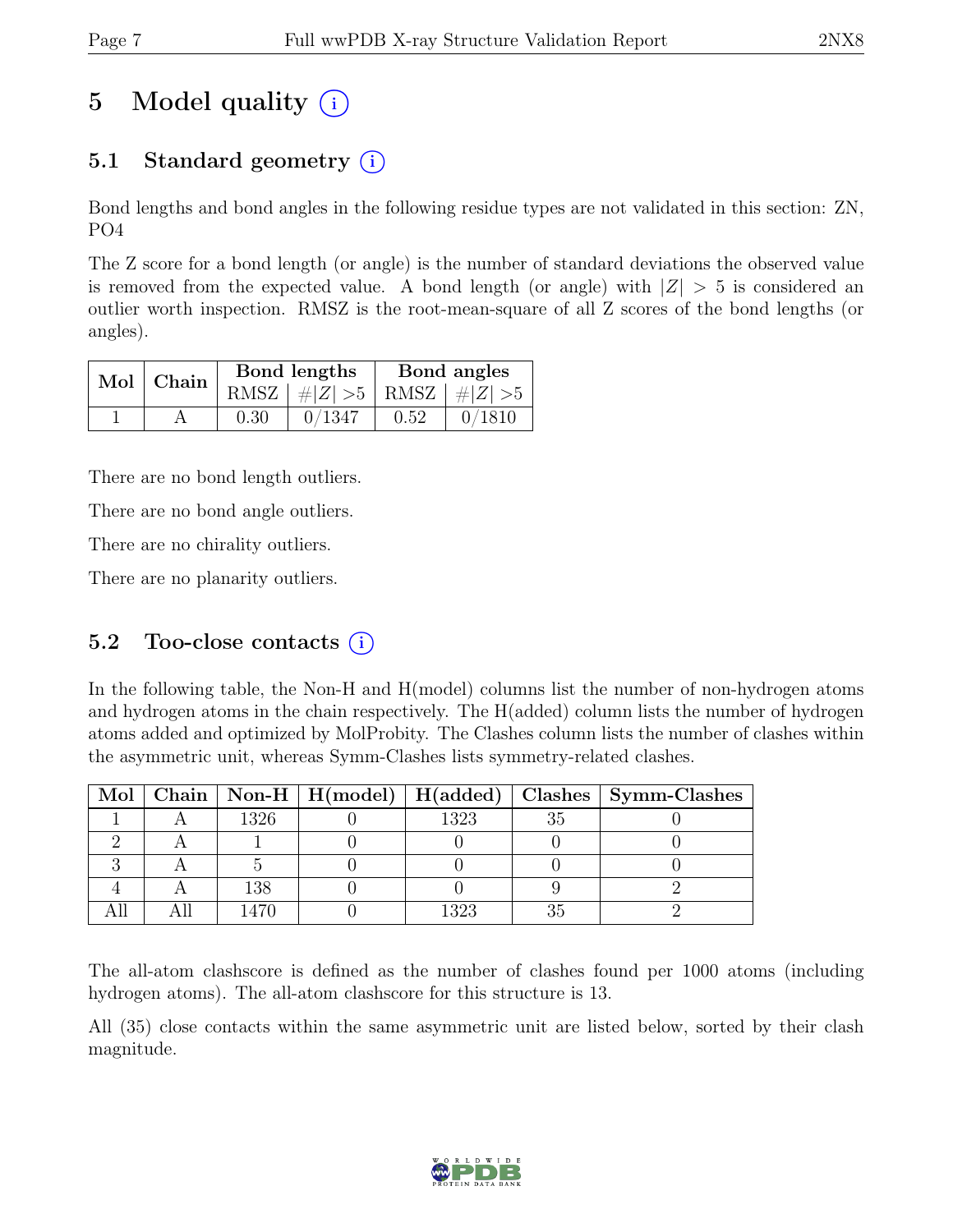# 5 Model quality (i)

## 5.1 Standard geometry (i)

Bond lengths and bond angles in the following residue types are not validated in this section: ZN, PO4

The Z score for a bond length (or angle) is the number of standard deviations the observed value is removed from the expected value. A bond length (or angle) with $|Z| > 5$ is considered an outlier worth inspection. RMSZ is the root-mean-square of all Z scores of the bond lengths (or angles).

| Mol | Chain | Bond lengths | | Bond angles | |
|---|---|---|---|---|---|
| | | RMSZ | $\#\|Z\| > 5$ | RMSZ | $\#\|Z\| > 5$ |
| 1 | A | 0.30 | 0/1347 | 0.52 | 0/1810 |

There are no bond length outliers.

There are no bond angle outliers.

There are no chirality outliers.

There are no planarity outliers.

## 5.2 Too-close contacts (i)

In the following table, the Non-H and H(model) columns list the number of non-hydrogen atoms and hydrogen atoms in the chain respectively. The H(added) column lists the number of hydrogen atoms added and optimized by MolProbity. The Clashes column lists the number of clashes within the asymmetric unit, whereas Symm-Clashes lists symmetry-related clashes.

| Mol | Chain | Non-H | H(model) | H(added) | Clashes | Symm-Clashes |
|---|---|---|---|---|---|---|
| 1 | A | 1326 | 0 | 1323 | 35 | 0 |
| 2 | A | 1 | 0 | 0 | 0 | 0 |
| 3 | A | 5 | 0 | 0 | 0 | 0 |
| 4 | A | 138 | 0 | 0 | 9 | 2 |
| All | All | 1470 | 0 | 1323 | 35 | 2 |

The all-atom clashscore is defined as the number of clashes found per 1000 atoms (including hydrogen atoms). The all-atom clashscore for this structure is 13.

All (35) close contacts within the same asymmetric unit are listed below, sorted by their clash magnitude.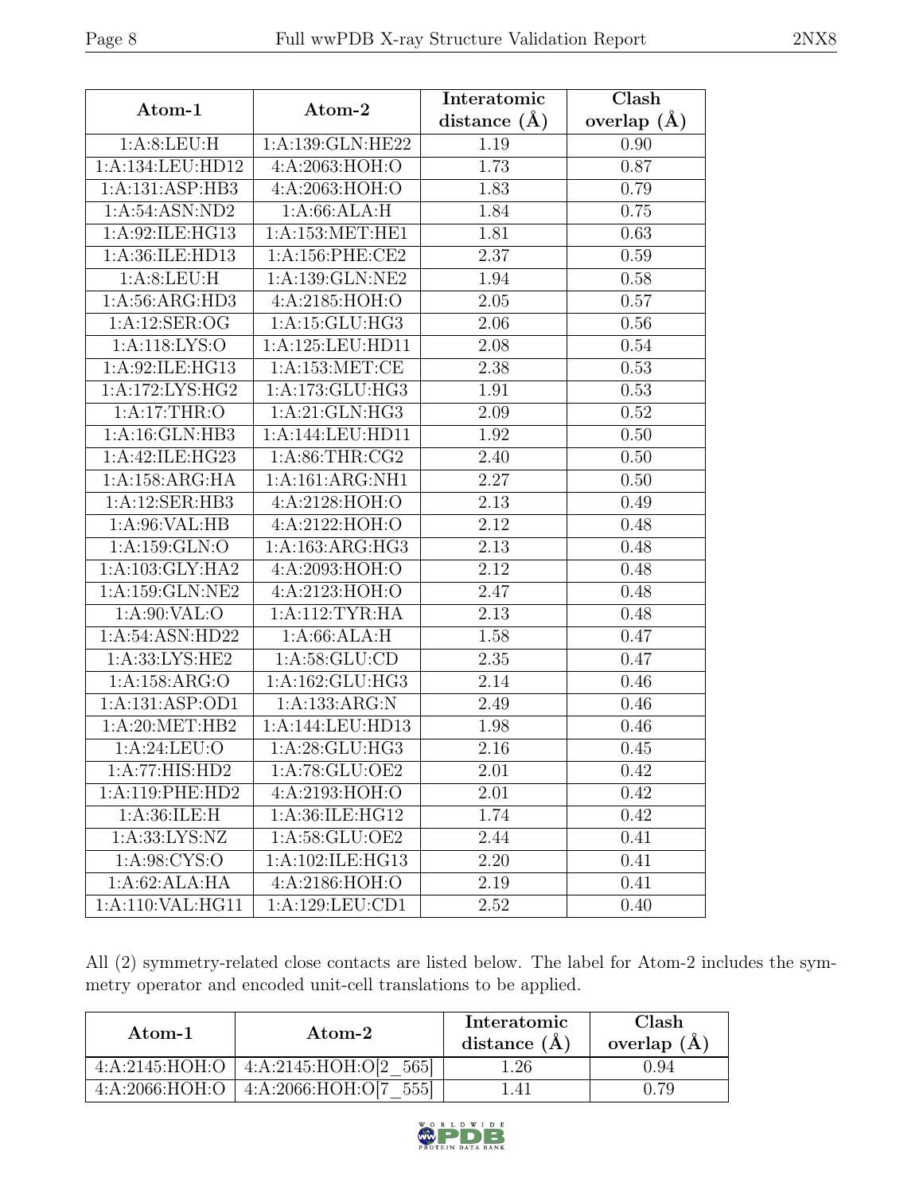| Atom-1 | Atom-2 | Interatomic distance (Å) | Clash overlap (Å) |
|---|---|---|---|
| 1:A:8:LEU:H | 1:A:139:GLN:HE22 | 1.19 | 0.90 |
| 1:A:134:LEU:HD12 | 4:A:2063:HOH:O | 1.73 | 0.87 |
| 1:A:131:ASP:HB3 | 4:A:2063:HOH:O | 1.83 | 0.79 |
| 1:A:54:ASN:ND2 | 1:A:66:ALA:H | 1.84 | 0.75 |
| 1:A:92:ILE:HG13 | 1:A:153:MET:HE1 | 1.81 | 0.63 |
| 1:A:36:ILE:HD13 | 1:A:156:PHE:CE2 | 2.37 | 0.59 |
| 1:A:8:LEU:H | 1:A:139:GLN:NE2 | 1.94 | 0.58 |
| 1:A:56:ARG:HD3 | 4:A:2185:HOH:O | 2.05 | 0.57 |
| 1:A:12:SER:OG | 1:A:15:GLU:HG3 | 2.06 | 0.56 |
| 1:A:118:LYS:O | 1:A:125:LEU:HD11 | 2.08 | 0.54 |
| 1:A:92:ILE:HG13 | 1:A:153:MET:CE | 2.38 | 0.53 |
| 1:A:172:LYS:HG2 | 1:A:173:GLU:HG3 | 1.91 | 0.53 |
| 1:A:17:THR:O | 1:A:21:GLN:HG3 | 2.09 | 0.52 |
| 1:A:16:GLN:HB3 | 1:A:144:LEU:HD11 | 1.92 | 0.50 |
| 1:A:42:ILE:HG23 | 1:A:86:THR:CG2 | 2.40 | 0.50 |
| 1:A:158:ARG:HA | 1:A:161:ARG:NH1 | 2.27 | 0.50 |
| 1:A:12:SER:HB3 | 4:A:2128:HOH:O | 2.13 | 0.49 |
| 1:A:96:VAL:HB | 4:A:2122:HOH:O | 2.12 | 0.48 |
| 1:A:159:GLN:O | 1:A:163:ARG:HG3 | 2.13 | 0.48 |
| 1:A:103:GLY:HA2 | 4:A:2093:HOH:O | 2.12 | 0.48 |
| 1:A:159:GLN:NE2 | 4:A:2123:HOH:O | 2.47 | 0.48 |
| 1:A:90:VAL:O | 1:A:112:TYR:HA | 2.13 | 0.48 |
| 1:A:54:ASN:HD22 | 1:A:66:ALA:H | 1.58 | 0.47 |
| 1:A:33:LYS:HE2 | 1:A:58:GLU:CD | 2.35 | 0.47 |
| 1:A:158:ARG:O | 1:A:162:GLU:HG3 | 2.14 | 0.46 |
| 1:A:131:ASP:OD1 | 1:A:133:ARG:N | 2.49 | 0.46 |
| 1:A:20:MET:HB2 | 1:A:144:LEU:HD13 | 1.98 | 0.46 |
| 1:A:24:LEU:O | 1:A:28:GLU:HG3 | 2.16 | 0.45 |
| 1:A:77:HIS:HD2 | 1:A:78:GLU:OE2 | 2.01 | 0.42 |
| 1:A:119:PHE:HD2 | 4:A:2193:HOH:O | 2.01 | 0.42 |
| 1:A:36:ILE:H | 1:A:36:ILE:HG12 | 1.74 | 0.42 |
| 1:A:33:LYS:NZ | 1:A:58:GLU:OE2 | 2.44 | 0.41 |
| 1:A:98:CYS:O | 1:A:102:ILE:HG13 | 2.20 | 0.41 |
| 1:A:62:ALA:HA | 4:A:2186:HOH:O | 2.19 | 0.41 |
| 1:A:110:VAL:HG11 | 1:A:129:LEU:CD1 | 2.52 | 0.40 |

All (2) symmetry-related close contacts are listed below. The label for Atom-2 includes the symmetry operator and encoded unit-cell translations to be applied.

| Atom-1 | Atom-2 | Interatomic distance (Å) | Clash overlap (Å) |
|---|---|---|---|
| 4:A:2145:HOH:O | 4:A:2145:HOH:O[2_565] | 1.26 | 0.94 |
| 4:A:2066:HOH:O | 4:A:2066:HOH:O[7_555] | 1.41 | 0.79 |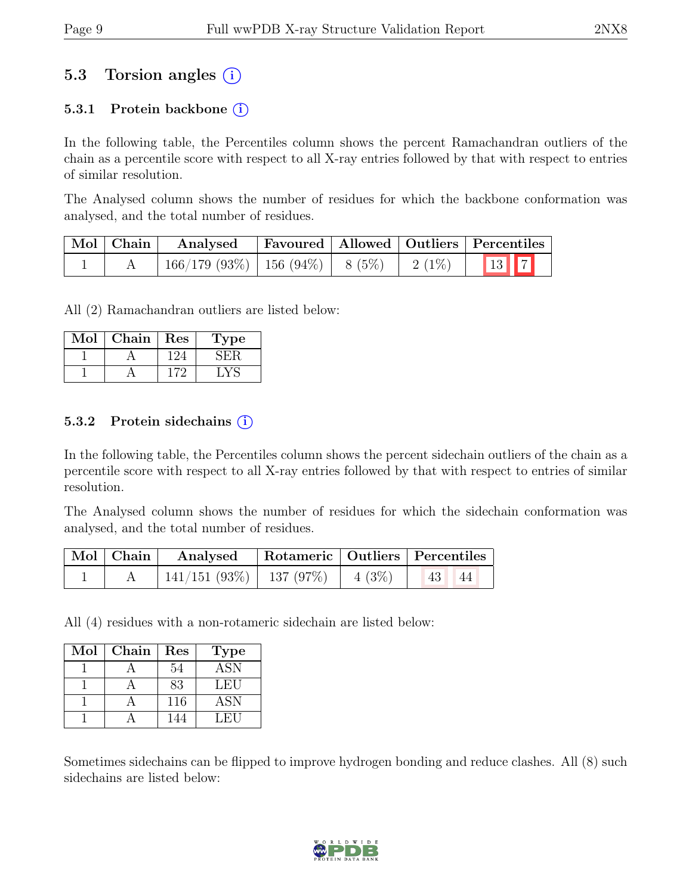## 5.3 Torsion angles (i)

### 5.3.1 Protein backbone (i)

In the following table, the Percentiles column shows the percent Ramachandran outliers of the chain as a percentile score with respect to all X-ray entries followed by that with respect to entries of similar resolution.

The Analysed column shows the number of residues for which the backbone conformation was analysed, and the total number of residues.

| Mol | Chain | Analysed | Favoured | Allowed | Outliers | Percentiles | |
|---|---|---|---|---|---|---|---|
| 1 | A | 166/179 (93%) | 156 (94%) | 8 (5%) | 2 (1%) | 13 | 7 |

All (2) Ramachandran outliers are listed below:

| Mol | Chain | Res | Type |
|---|---|---|---|
| 1 | A | 124 | SER |
| 1 | A | 172 | LYS |

### 5.3.2 Protein sidechains (i)

In the following table, the Percentiles column shows the percent sidechain outliers of the chain as a percentile score with respect to all X-ray entries followed by that with respect to entries of similar resolution.

The Analysed column shows the number of residues for which the sidechain conformation was analysed, and the total number of residues.

| Mol | Chain | Analysed | Rotameric | Outliers | Percentiles | |
|---|---|---|---|---|---|---|
| 1 | A | 141/151 (93%) | 137 (97%) | 4 (3%) | 43 | 44 |

All (4) residues with a non-rotameric sidechain are listed below:

| Mol | Chain | Res | Type |
|---|---|---|---|
| 1 | A | 54 | ASN |
| 1 | A | 83 | LEU |
| 1 | A | 116 | ASN |
| 1 | A | 144 | LEU |

Sometimes sidechains can be flipped to improve hydrogen bonding and reduce clashes. All (8) such sidechains are listed below: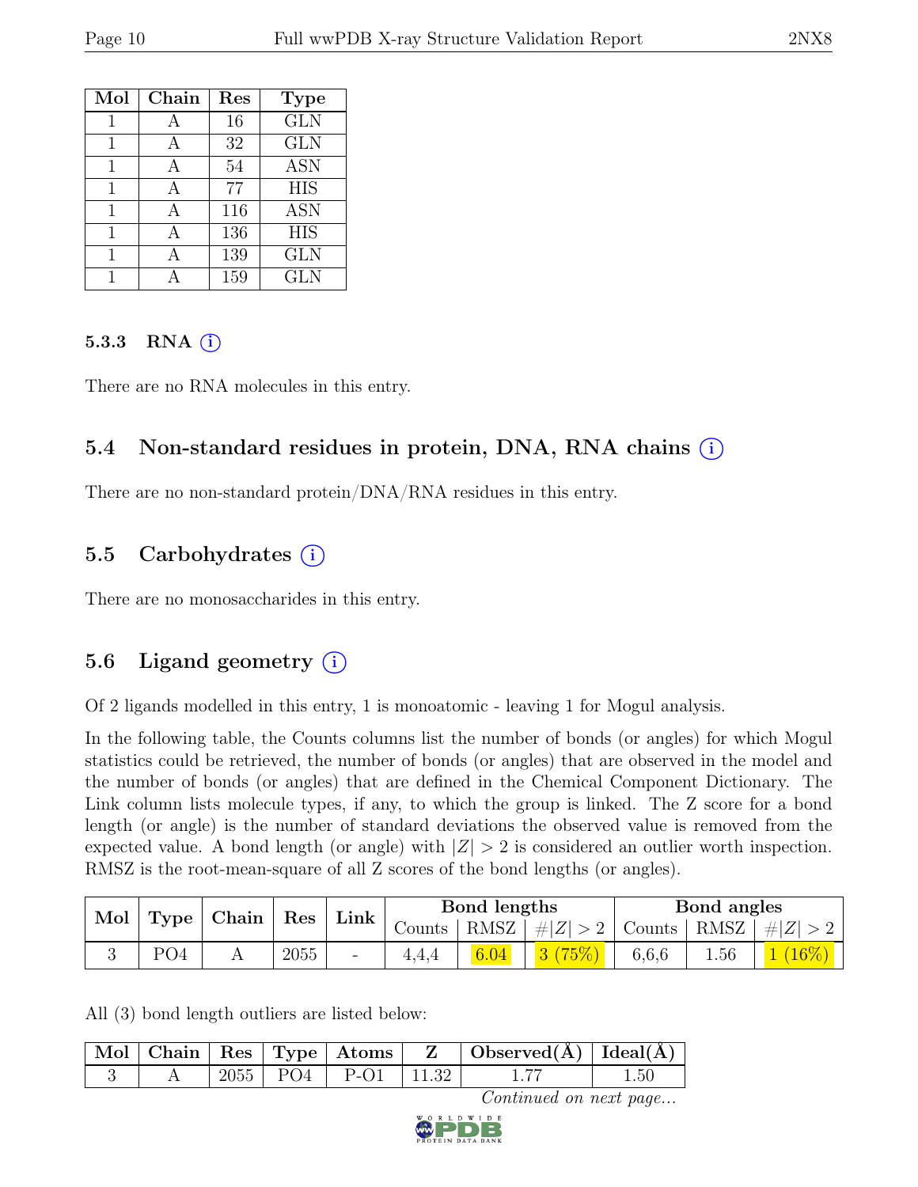| Mol | Chain | Res | Type |
|---|---|---|---|
| 1 | A | 16 | GLN |
| 1 | A | 32 | GLN |
| 1 | A | 54 | ASN |
| 1 | A | 77 | HIS |
| 1 | A | 116 | ASN |
| 1 | A | 136 | HIS |
| 1 | A | 139 | GLN |
| 1 | A | 159 | GLN |

#### 5.3.3 RNA (i)

There are no RNA molecules in this entry.

### 5.4 Non-standard residues in protein, DNA, RNA chains (i)

There are no non-standard protein/DNA/RNA residues in this entry.

### 5.5 Carbohydrates (i)

There are no monosaccharides in this entry.

### 5.6 Ligand geometry (i)

Of 2 ligands modelled in this entry, 1 is monoatomic - leaving 1 for Mogul analysis.

In the following table, the Counts columns list the number of bonds (or angles) for which Mogul statistics could be retrieved, the number of bonds (or angles) that are observed in the model and the number of bonds (or angles) that are defined in the Chemical Component Dictionary. The Link column lists molecule types, if any, to which the group is linked. The Z score for a bond length (or angle) is the number of standard deviations the observed value is removed from the expected value. A bond length (or angle) with $|Z| > 2$ is considered an outlier worth inspection. RMSZ is the root-mean-square of all Z scores of the bond lengths (or angles).

| Mol | Type | Chain | Res | Link | Bond lengths | | | Bond angles | | |
|---|---|---|---|---|---|---|---|---|---|---|
| | | | | | Counts | RMSZ | $\#\|Z\| > 2$ | Counts | RMSZ | $\#\|Z\| > 2$ |
| 3 | PO4 | A | 2055 | - | 4,4,4 | 6.04 | 3 (75%) | 6,6,6 | 1.56 | 1 (16%) |

All (3) bond length outliers are listed below:

| Mol | Chain | Res | Type | Atoms | Z | Observed(Å) | Ideal(Å) |
|---|---|---|---|---|---|---|---|
| 3 | A | 2055 | PO4 | P-O1 | 11.32 | 1.77 | 1.50 |

*Continued on next page...*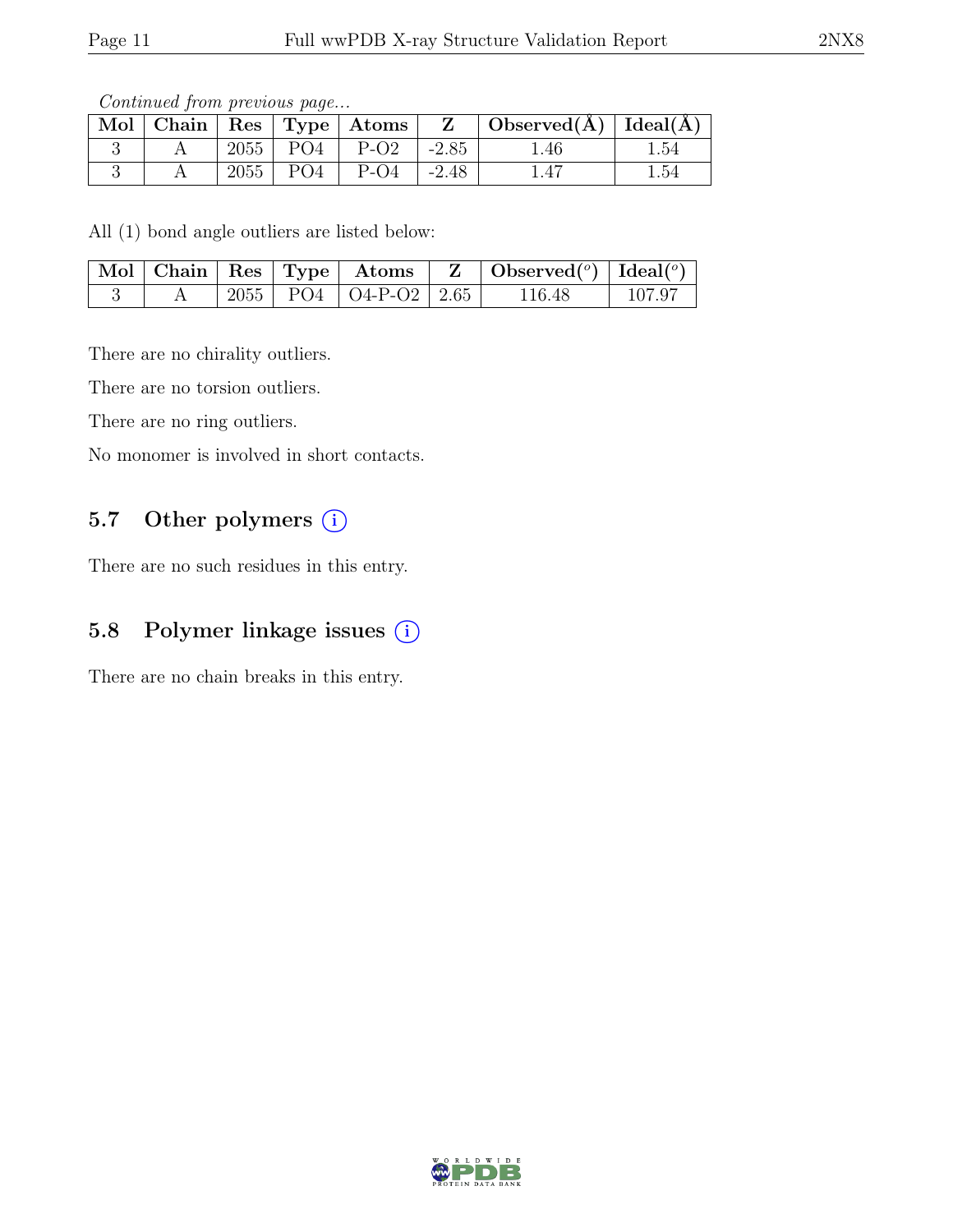*Continued from previous page...*

| Mol | Chain | Res | Type | Atoms | Z | Observed(Å) | Ideal(Å) |
|---|---|---|---|---|---|---|---|
| 3 | A | 2055 | PO4 | P-O2 | -2.85 | 1.46 | 1.54 |
| 3 | A | 2055 | PO4 | P-O4 | -2.48 | 1.47 | 1.54 |

All (1) bond angle outliers are listed below:

| Mol | Chain | Res | Type | Atoms | Z | Observed($^o$) | Ideal($^o$) |
|---|---|---|---|---|---|---|---|
| 3 | A | 2055 | PO4 | O4-P-O2 | 2.65 | 116.48 | 107.97 |

There are no chirality outliers.

There are no torsion outliers.

There are no ring outliers.

No monomer is involved in short contacts.

## 5.7 Other polymers (i)

There are no such residues in this entry.

## 5.8 Polymer linkage issues (i)

There are no chain breaks in this entry.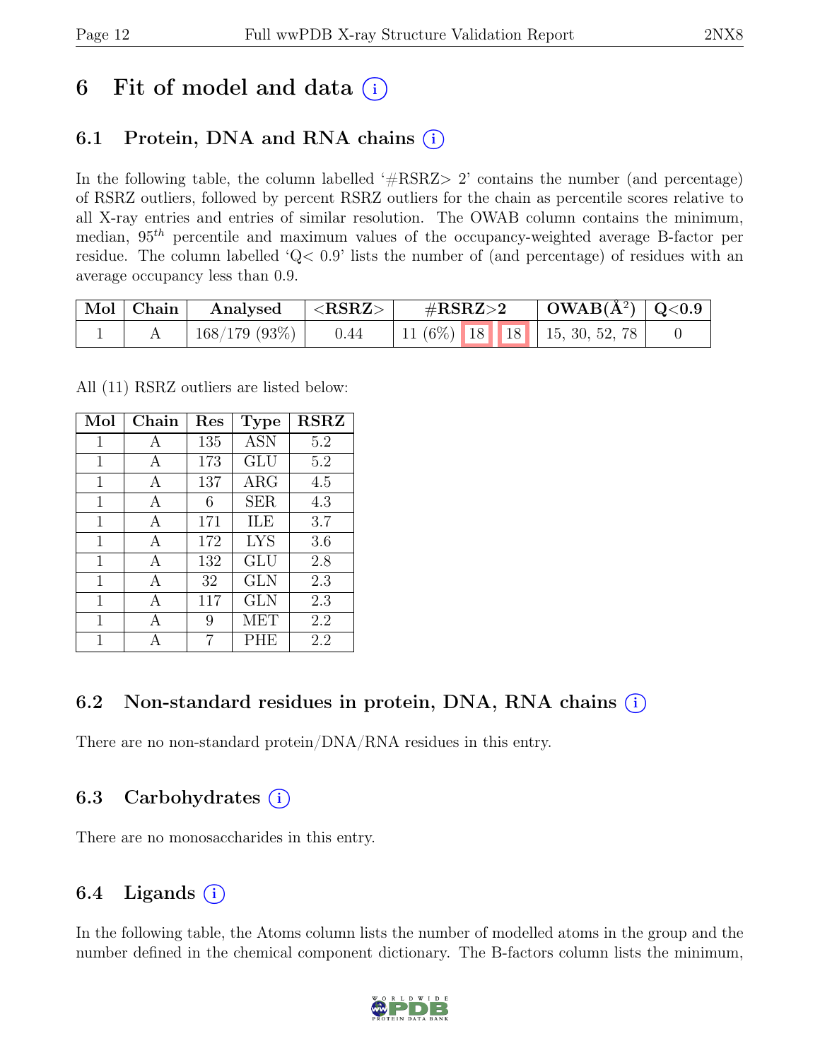# 6 Fit of model and data (i)

## 6.1 Protein, DNA and RNA chains (i)

In the following table, the column labelled '#RSRZ> 2' contains the number (and percentage) of RSRZ outliers, followed by percent RSRZ outliers for the chain as percentile scores relative to all X-ray entries and entries of similar resolution. The OWAB column contains the minimum, median, $95^{th}$ percentile and maximum values of the occupancy-weighted average B-factor per residue. The column labelled 'Q< 0.9' lists the number of (and percentage) of residues with an average occupancy less than 0.9.

| Mol | Chain | Analysed | <RSRZ> | #RSRZ>2 | | | OWAB(Å$^2$) | Q<0.9 |
|---|---|---|---|---|---|---|---|---|
| 1 | A | 168/179 (93%) | 0.44 | 11 (6%) | 18 | 18 | 15, 30, 52, 78 | 0 |

All (11) RSRZ outliers are listed below:

| Mol | Chain | Res | Type | RSRZ |
|---|---|---|---|---|
| 1 | A | 135 | ASN | 5.2 |
| 1 | A | 173 | GLU | 5.2 |
| 1 | A | 137 | ARG | 4.5 |
| 1 | A | 6 | SER | 4.3 |
| 1 | A | 171 | ILE | 3.7 |
| 1 | A | 172 | LYS | 3.6 |
| 1 | A | 132 | GLU | 2.8 |
| 1 | A | 32 | GLN | 2.3 |
| 1 | A | 117 | GLN | 2.3 |
| 1 | A | 9 | MET | 2.2 |
| 1 | A | 7 | PHE | 2.2 |

## 6.2 Non-standard residues in protein, DNA, RNA chains (i)

There are no non-standard protein/DNA/RNA residues in this entry.

## 6.3 Carbohydrates (i)

There are no monosaccharides in this entry.

## 6.4 Ligands (i)

In the following table, the Atoms column lists the number of modelled atoms in the group and the number defined in the chemical component dictionary. The B-factors column lists the minimum,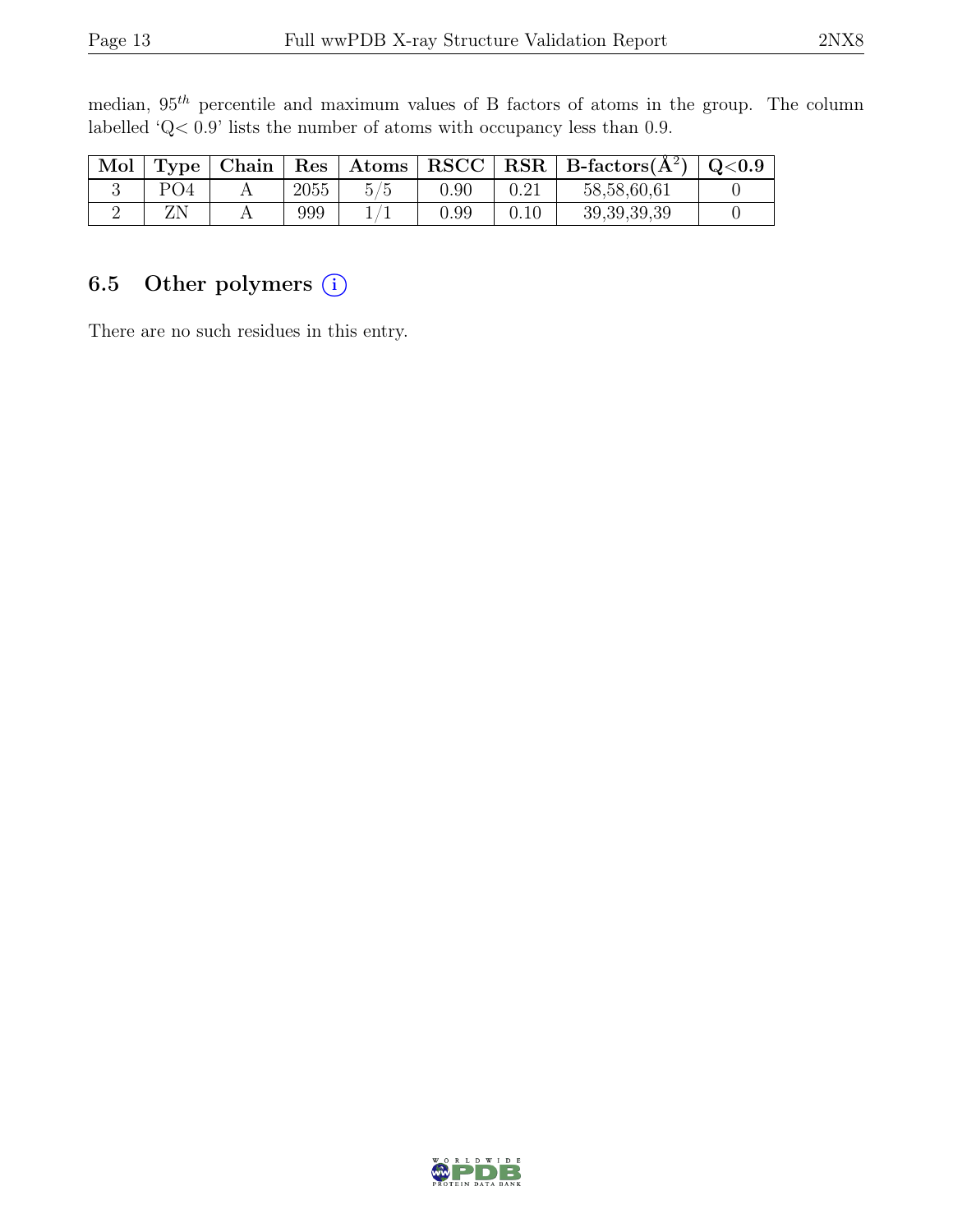median, $95^{th}$ percentile and maximum values of B factors of atoms in the group. The column labelled 'Q< 0.9' lists the number of atoms with occupancy less than 0.9.

| Mol | Type | Chain | Res | Atoms | RSCC | RSR | B-factors(Å$^2$) | Q<0.9 |
|---|---|---|---|---|---|---|---|---|
| 3 | PO4 | A | 2055 | 5/5 | 0.90 | 0.21 | 58,58,60,61 | 0 |
| 2 | ZN | A | 999 | 1/1 | 0.99 | 0.10 | 39,39,39,39 | 0 |

## 6.5 Other polymers (i)

There are no such residues in this entry.